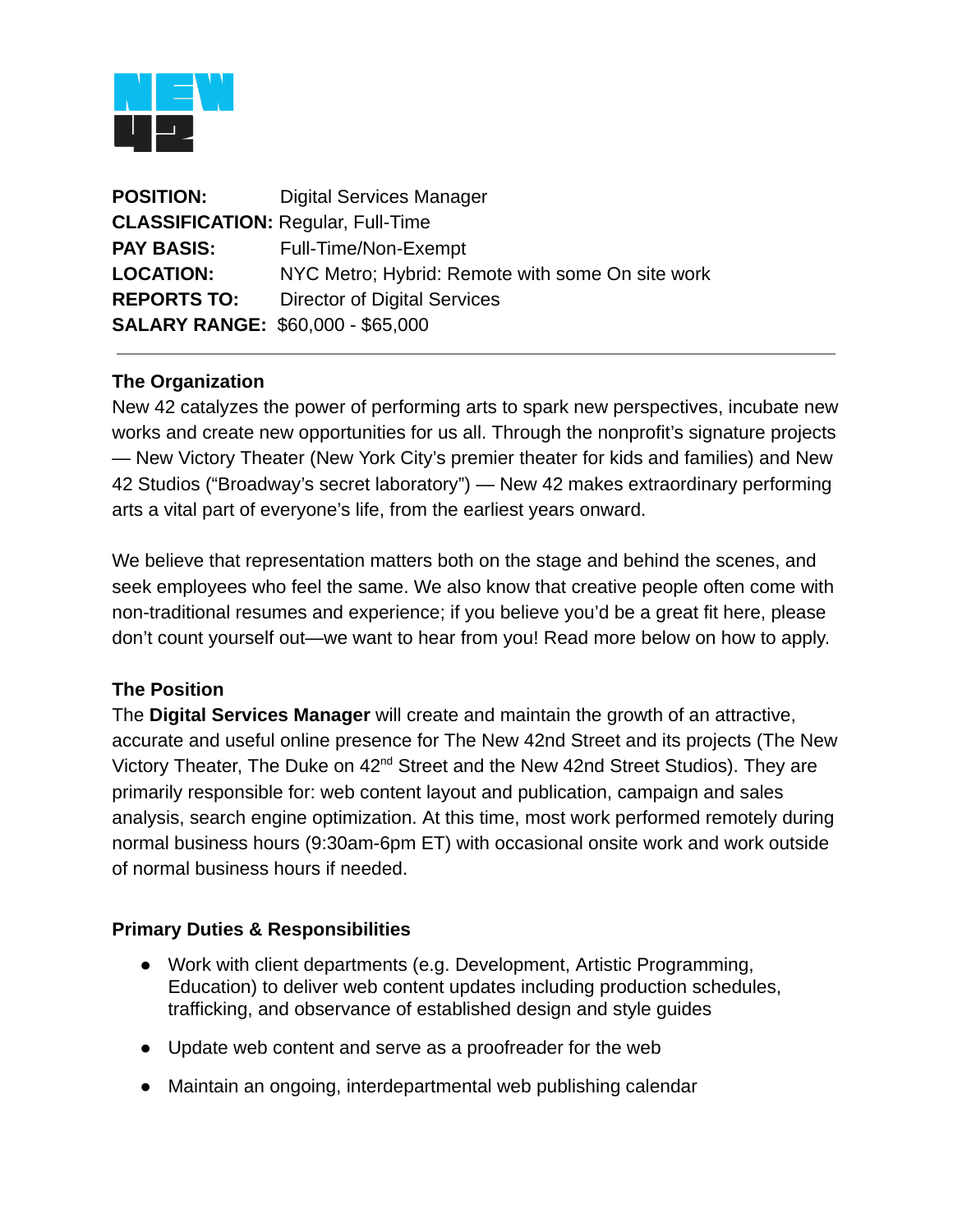NEW 42

**POSITION:** Digital Services Manager
**CLASSIFICATION:** Regular, Full-Time
**PAY BASIS:** Full-Time/Non-Exempt
**LOCATION:** NYC Metro; Hybrid: Remote with some On site work
**REPORTS TO:** Director of Digital Services
**SALARY RANGE:** $60,000 - $65,000

---

**The Organization**
New 42 catalyzes the power of performing arts to spark new perspectives, incubate new works and create new opportunities for us all. Through the nonprofit's signature projects — New Victory Theater (New York City's premier theater for kids and families) and New 42 Studios ("Broadway's secret laboratory") — New 42 makes extraordinary performing arts a vital part of everyone's life, from the earliest years onward.

We believe that representation matters both on the stage and behind the scenes, and seek employees who feel the same. We also know that creative people often come with non-traditional resumes and experience; if you believe you'd be a great fit here, please don't count yourself out—we want to hear from you! Read more below on how to apply.

**The Position**
The **Digital Services Manager** will create and maintain the growth of an attractive, accurate and useful online presence for The New 42nd Street and its projects (The New Victory Theater, The Duke on 42nd Street and the New 42nd Street Studios). They are primarily responsible for: web content layout and publication, campaign and sales analysis, search engine optimization. At this time, most work performed remotely during normal business hours (9:30am-6pm ET) with occasional onsite work and work outside of normal business hours if needed.

**Primary Duties & Responsibilities**

- Work with client departments (e.g. Development, Artistic Programming, Education) to deliver web content updates including production schedules, trafficking, and observance of established design and style guides
- Update web content and serve as a proofreader for the web
- Maintain an ongoing, interdepartmental web publishing calendar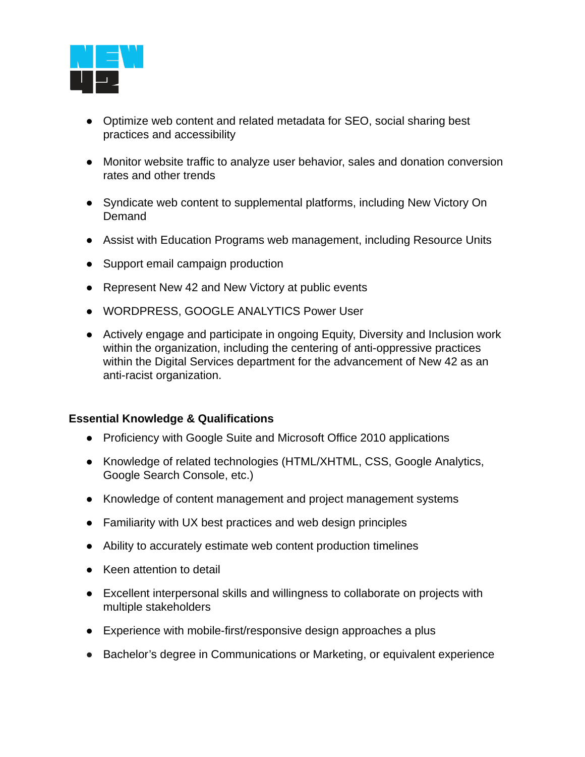- Optimize web content and related metadata for SEO, social sharing best practices and accessibility
- Monitor website traffic to analyze user behavior, sales and donation conversion rates and other trends
- Syndicate web content to supplemental platforms, including New Victory On Demand
- Assist with Education Programs web management, including Resource Units
- Support email campaign production
- Represent New 42 and New Victory at public events
- WORDPRESS, GOOGLE ANALYTICS Power User
- Actively engage and participate in ongoing Equity, Diversity and Inclusion work within the organization, including the centering of anti-oppressive practices within the Digital Services department for the advancement of New 42 as an anti-racist organization.

**Essential Knowledge & Qualifications**

- Proficiency with Google Suite and Microsoft Office 2010 applications
- Knowledge of related technologies (HTML/XHTML, CSS, Google Analytics, Google Search Console, etc.)
- Knowledge of content management and project management systems
- Familiarity with UX best practices and web design principles
- Ability to accurately estimate web content production timelines
- Keen attention to detail
- Excellent interpersonal skills and willingness to collaborate on projects with multiple stakeholders
- Experience with mobile-first/responsive design approaches a plus
- Bachelor's degree in Communications or Marketing, or equivalent experience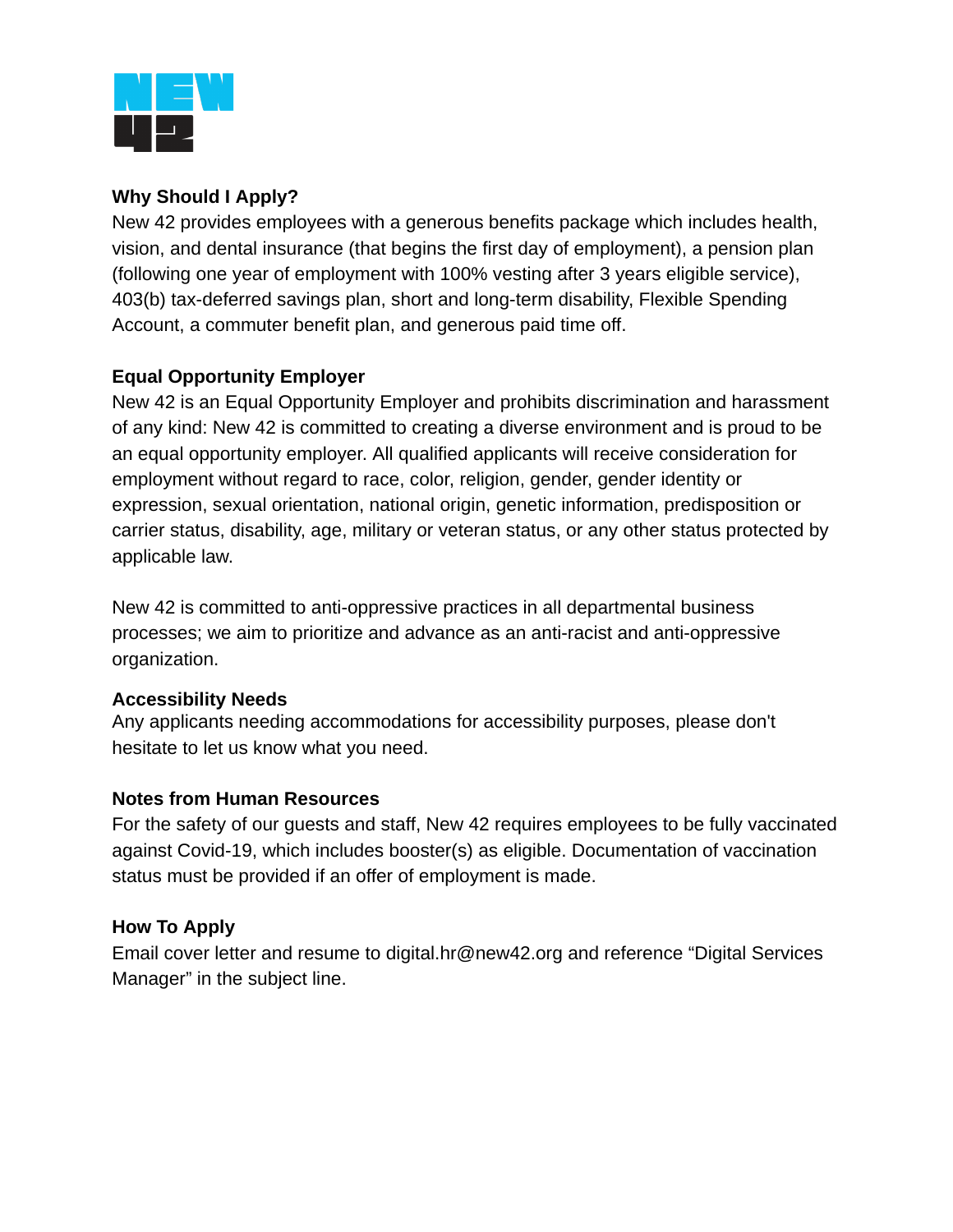**Why Should I Apply?**
New 42 provides employees with a generous benefits package which includes health, vision, and dental insurance (that begins the first day of employment), a pension plan (following one year of employment with 100% vesting after 3 years eligible service), 403(b) tax-deferred savings plan, short and long-term disability, Flexible Spending Account, a commuter benefit plan, and generous paid time off.

**Equal Opportunity Employer**
New 42 is an Equal Opportunity Employer and prohibits discrimination and harassment of any kind: New 42 is committed to creating a diverse environment and is proud to be an equal opportunity employer. All qualified applicants will receive consideration for employment without regard to race, color, religion, gender, gender identity or expression, sexual orientation, national origin, genetic information, predisposition or carrier status, disability, age, military or veteran status, or any other status protected by applicable law.

New 42 is committed to anti-oppressive practices in all departmental business processes; we aim to prioritize and advance as an anti-racist and anti-oppressive organization.

**Accessibility Needs**
Any applicants needing accommodations for accessibility purposes, please don't hesitate to let us know what you need.

**Notes from Human Resources**
For the safety of our guests and staff, New 42 requires employees to be fully vaccinated against Covid-19, which includes booster(s) as eligible. Documentation of vaccination status must be provided if an offer of employment is made.

**How To Apply**
Email cover letter and resume to digital.hr@new42.org and reference “Digital Services Manager” in the subject line.